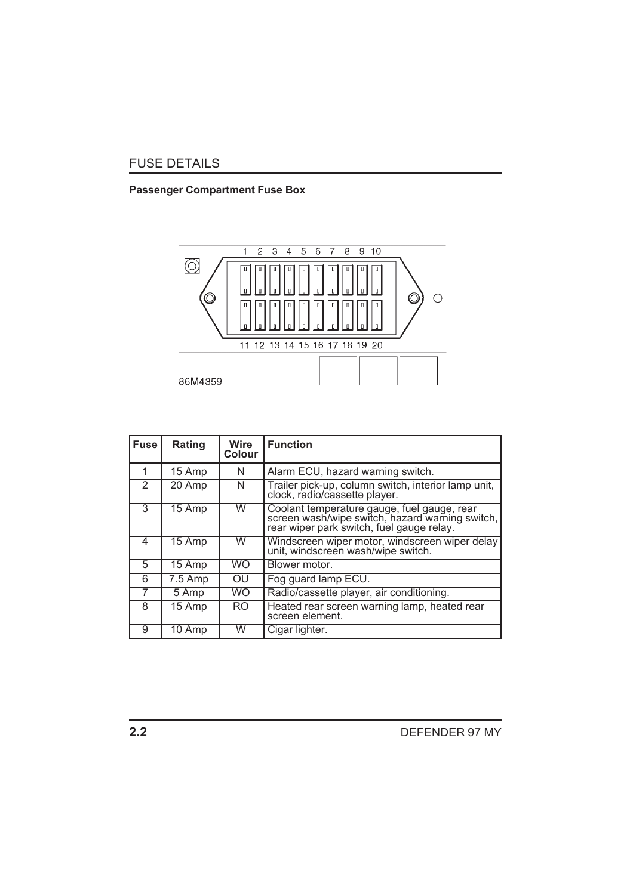# FUSE DETAILS

## Passenger Compartment Fuse Box

| Fuse | Rating | Wire Colour | Function |
|---|---|---|---|
| 1 | 15 Amp | N | Alarm ECU, hazard warning switch. |
| 2 | 20 Amp | N | Trailer pick-up, column switch, interior lamp unit, clock, radio/cassette player. |
| 3 | 15 Amp | W | Coolant temperature gauge, fuel gauge, rear screen wash/wipe switch, hazard warning switch, rear wiper park switch, fuel gauge relay. |
| 4 | 15 Amp | W | Windscreen wiper motor, windscreen wiper delay unit, windscreen wash/wipe switch. |
| 5 | 15 Amp | WO | Blower motor. |
| 6 | 7.5 Amp | OU | Fog guard lamp ECU. |
| 7 | 5 Amp | WO | Radio/cassette player, air conditioning. |
| 8 | 15 Amp | RO | Heated rear screen warning lamp, heated rear screen element. |
| 9 | 10 Amp | W | Cigar lighter. |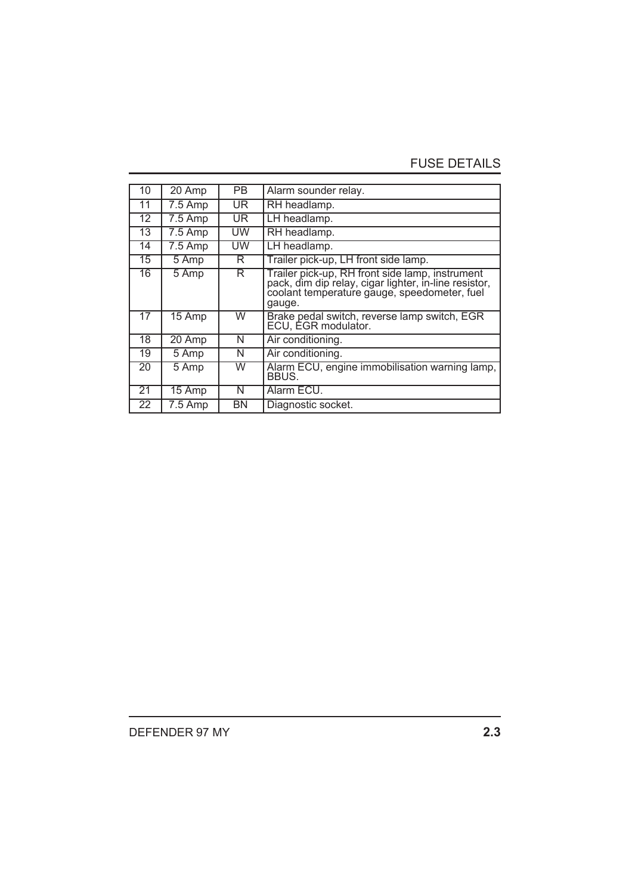## FUSE DETAILS

| | | | |
|---|---|---|---|
| 10 | 20 Amp | PB | Alarm sounder relay. |
| 11 | 7.5 Amp | UR | RH headlamp. |
| 12 | 7.5 Amp | UR | LH headlamp. |
| 13 | 7.5 Amp | UW | RH headlamp. |
| 14 | 7.5 Amp | UW | LH headlamp. |
| 15 | 5 Amp | R | Trailer pick-up, LH front side lamp. |
| 16 | 5 Amp | R | Trailer pick-up, RH front side lamp, instrument pack, dim dip relay, cigar lighter, in-line resistor, coolant temperature gauge, speedometer, fuel gauge. |
| 17 | 15 Amp | W | Brake pedal switch, reverse lamp switch, EGR ECU, EGR modulator. |
| 18 | 20 Amp | N | Air conditioning. |
| 19 | 5 Amp | N | Air conditioning. |
| 20 | 5 Amp | W | Alarm ECU, engine immobilisation warning lamp, BBUS. |
| 21 | 15 Amp | N | Alarm ECU. |
| 22 | 7.5 Amp | BN | Diagnostic socket. |